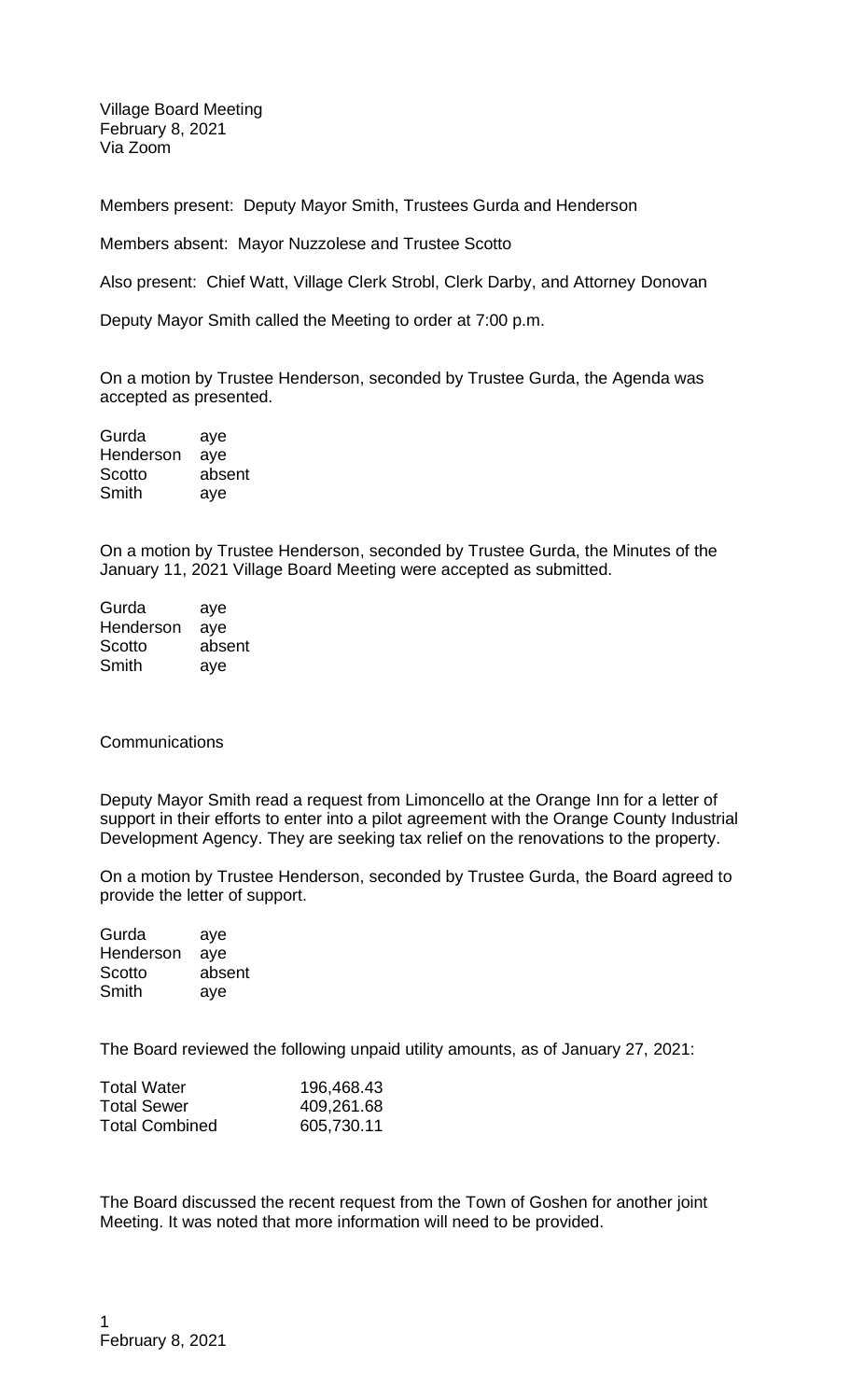Village Board Meeting
February 8, 2021
Via Zoom

Members present: Deputy Mayor Smith, Trustees Gurda and Henderson

Members absent: Mayor Nuzzolese and Trustee Scotto

Also present: Chief Watt, Village Clerk Strobl, Clerk Darby, and Attorney Donovan

Deputy Mayor Smith called the Meeting to order at 7:00 p.m.

On a motion by Trustee Henderson, seconded by Trustee Gurda, the Agenda was accepted as presented.

| | |
|---|---|
| Gurda | aye |
| Henderson | aye |
| Scotto | absent |
| Smith | aye |

On a motion by Trustee Henderson, seconded by Trustee Gurda, the Minutes of the January 11, 2021 Village Board Meeting were accepted as submitted.

| | |
|---|---|
| Gurda | aye |
| Henderson | aye |
| Scotto | absent |
| Smith | aye |

Communications

Deputy Mayor Smith read a request from Limoncello at the Orange Inn for a letter of support in their efforts to enter into a pilot agreement with the Orange County Industrial Development Agency. They are seeking tax relief on the renovations to the property.

On a motion by Trustee Henderson, seconded by Trustee Gurda, the Board agreed to provide the letter of support.

| | |
|---|---|
| Gurda | aye |
| Henderson | aye |
| Scotto | absent |
| Smith | aye |

The Board reviewed the following unpaid utility amounts, as of January 27, 2021:

| | |
|---|---|
| Total Water | 196,468.43 |
| Total Sewer | 409,261.68 |
| Total Combined | 605,730.11 |

The Board discussed the recent request from the Town of Goshen for another joint Meeting. It was noted that more information will need to be provided.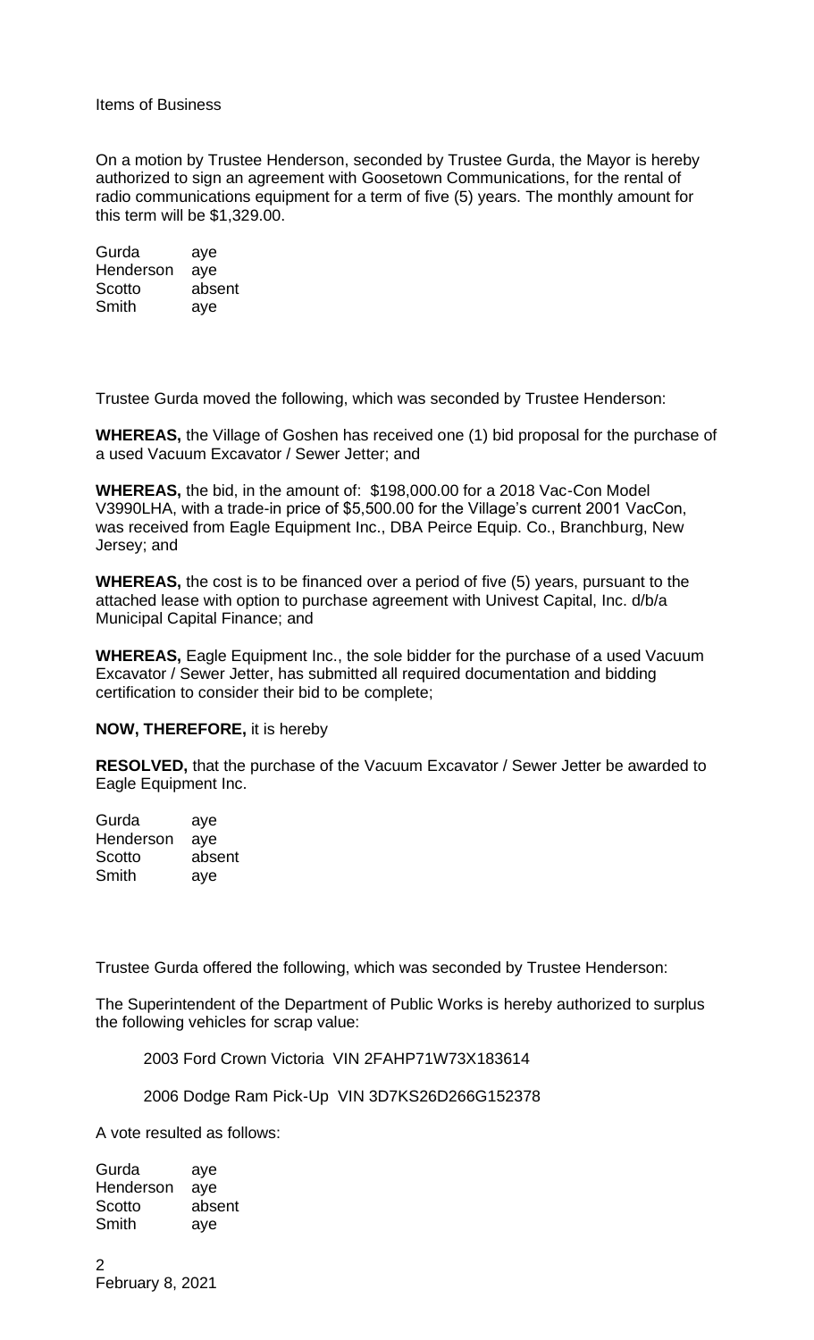Items of Business

On a motion by Trustee Henderson, seconded by Trustee Gurda, the Mayor is hereby authorized to sign an agreement with Goosetown Communications, for the rental of radio communications equipment for a term of five (5) years. The monthly amount for this term will be $1,329.00.

| | |
|---|---|
| Gurda | aye |
| Henderson | aye |
| Scotto | absent |
| Smith | aye |

Trustee Gurda moved the following, which was seconded by Trustee Henderson:

**WHEREAS,** the Village of Goshen has received one (1) bid proposal for the purchase of a used Vacuum Excavator / Sewer Jetter; and

**WHEREAS,** the bid, in the amount of: $198,000.00 for a 2018 Vac-Con Model V3990LHA, with a trade-in price of $5,500.00 for the Village's current 2001 VacCon, was received from Eagle Equipment Inc., DBA Peirce Equip. Co., Branchburg, New Jersey; and

**WHEREAS,** the cost is to be financed over a period of five (5) years, pursuant to the attached lease with option to purchase agreement with Univest Capital, Inc. d/b/a Municipal Capital Finance; and

**WHEREAS,** Eagle Equipment Inc., the sole bidder for the purchase of a used Vacuum Excavator / Sewer Jetter, has submitted all required documentation and bidding certification to consider their bid to be complete;

**NOW, THEREFORE,** it is hereby

**RESOLVED,** that the purchase of the Vacuum Excavator / Sewer Jetter be awarded to Eagle Equipment Inc.

| | |
|---|---|
| Gurda | aye |
| Henderson | aye |
| Scotto | absent |
| Smith | aye |

Trustee Gurda offered the following, which was seconded by Trustee Henderson:

The Superintendent of the Department of Public Works is hereby authorized to surplus the following vehicles for scrap value:

2003 Ford Crown Victoria VIN 2FAHP71W73X183614

2006 Dodge Ram Pick-Up VIN 3D7KS26D266G152378

A vote resulted as follows:

| | |
|---|---|
| Gurda | aye |
| Henderson | aye |
| Scotto | absent |
| Smith | aye |

February 8, 2021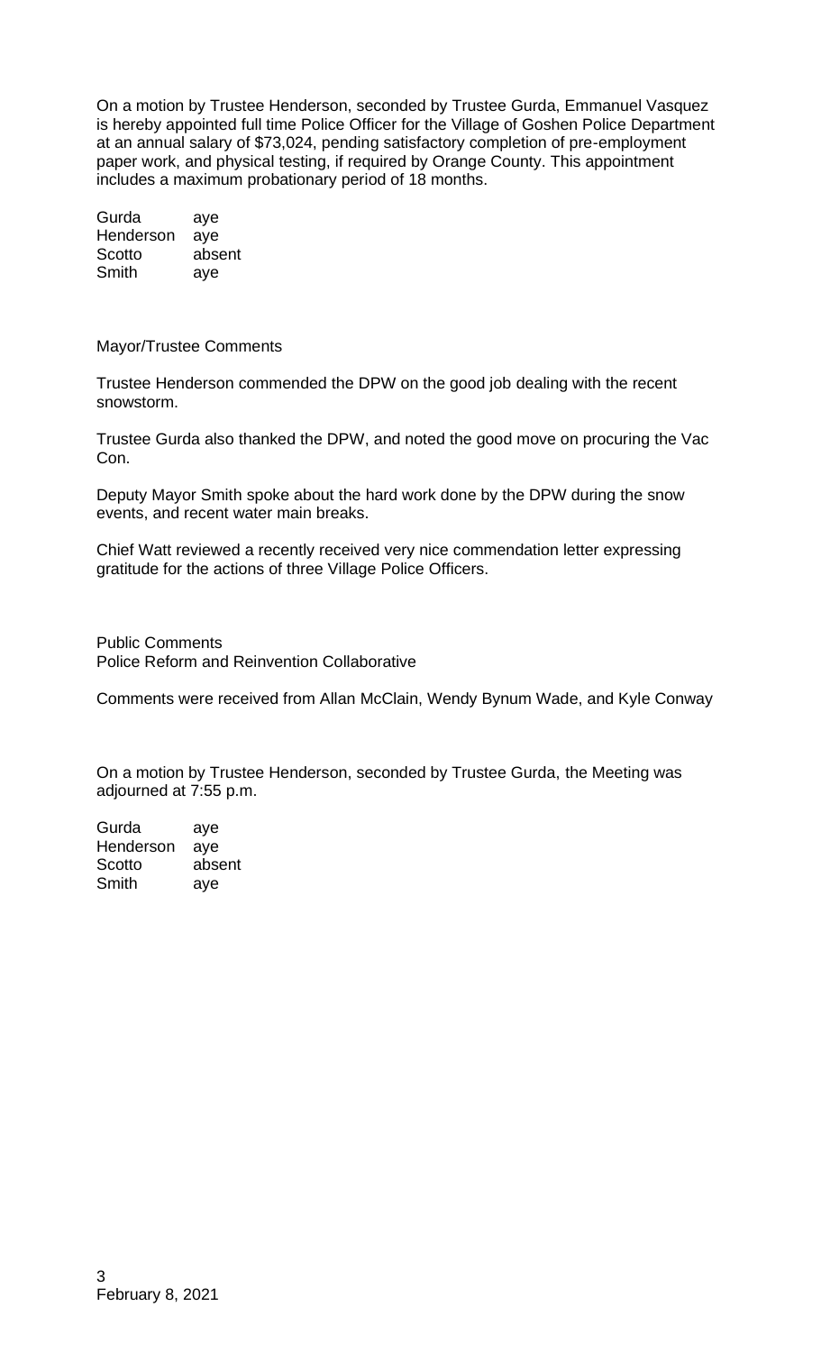On a motion by Trustee Henderson, seconded by Trustee Gurda, Emmanuel Vasquez is hereby appointed full time Police Officer for the Village of Goshen Police Department at an annual salary of $73,024, pending satisfactory completion of pre-employment paper work, and physical testing, if required by Orange County. This appointment includes a maximum probationary period of 18 months.

| | |
|---|---|
| Gurda | aye |
| Henderson | aye |
| Scotto | absent |
| Smith | aye |

Mayor/Trustee Comments

Trustee Henderson commended the DPW on the good job dealing with the recent snowstorm.

Trustee Gurda also thanked the DPW, and noted the good move on procuring the Vac Con.

Deputy Mayor Smith spoke about the hard work done by the DPW during the snow events, and recent water main breaks.

Chief Watt reviewed a recently received very nice commendation letter expressing gratitude for the actions of three Village Police Officers.

Public Comments
Police Reform and Reinvention Collaborative

Comments were received from Allan McClain, Wendy Bynum Wade, and Kyle Conway

On a motion by Trustee Henderson, seconded by Trustee Gurda, the Meeting was adjourned at 7:55 p.m.

| | |
|---|---|
| Gurda | aye |
| Henderson | aye |
| Scotto | absent |
| Smith | aye |